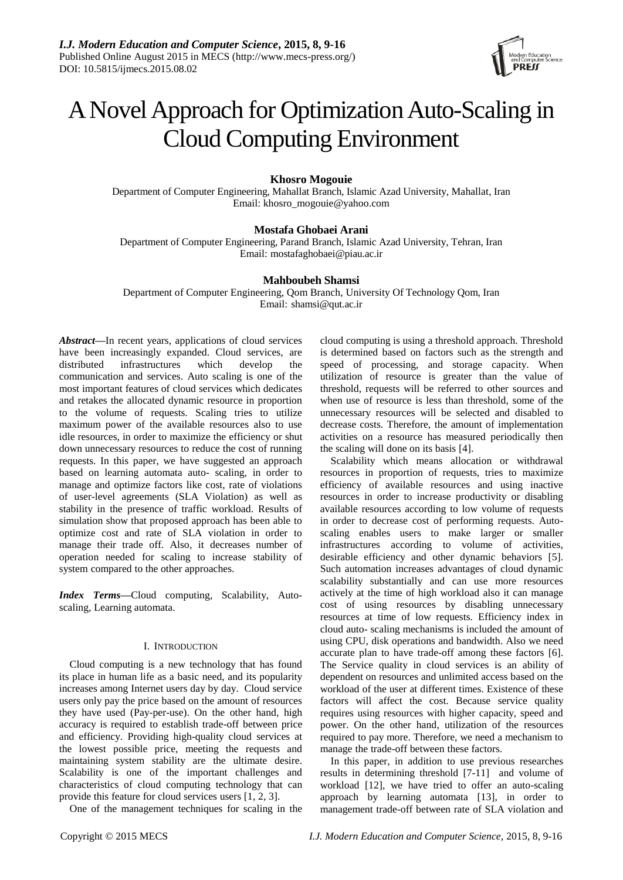# A Novel Approach for Optimization Auto-Scaling in Cloud Computing Environment

**Khosro Mogouie**
Department of Computer Engineering, Mahallat Branch, Islamic Azad University, Mahallat, Iran
Email: khosro_mogouie@yahoo.com

**Mostafa Ghobaei Arani**
Department of Computer Engineering, Parand Branch, Islamic Azad University, Tehran, Iran
Email: mostafaghobaei@piau.ac.ir

**Mahboubeh Shamsi**
Department of Computer Engineering, Qom Branch, University Of Technology Qom, Iran
Email: shamsi@qut.ac.ir

***Abstract*—**In recent years, applications of cloud services have been increasingly expanded. Cloud services, are distributed infrastructures which develop the communication and services. Auto scaling is one of the most important features of cloud services which dedicates and retakes the allocated dynamic resource in proportion to the volume of requests. Scaling tries to utilize maximum power of the available resources also to use idle resources, in order to maximize the efficiency or shut down unnecessary resources to reduce the cost of running requests. In this paper, we have suggested an approach based on learning automata auto- scaling, in order to manage and optimize factors like cost, rate of violations of user-level agreements (SLA Violation) as well as stability in the presence of traffic workload. Results of simulation show that proposed approach has been able to optimize cost and rate of SLA violation in order to manage their trade off. Also, it decreases number of operation needed for scaling to increase stability of system compared to the other approaches.

***Index Terms*—**Cloud computing, Scalability, Auto-scaling, Learning automata.

## I. Introduction

Cloud computing is a new technology that has found its place in human life as a basic need, and its popularity increases among Internet users day by day. Cloud service users only pay the price based on the amount of resources they have used (Pay-per-use). On the other hand, high accuracy is required to establish trade-off between price and efficiency. Providing high-quality cloud services at the lowest possible price, meeting the requests and maintaining system stability are the ultimate desire. Scalability is one of the important challenges and characteristics of cloud computing technology that can provide this feature for cloud services users [1, 2, 3].

One of the management techniques for scaling in the cloud computing is using a threshold approach. Threshold is determined based on factors such as the strength and speed of processing, and storage capacity. When utilization of resource is greater than the value of threshold, requests will be referred to other sources and when use of resource is less than threshold, some of the unnecessary resources will be selected and disabled to decrease costs. Therefore, the amount of implementation activities on a resource has measured periodically then the scaling will done on its basis [4].

Scalability which means allocation or withdrawal resources in proportion of requests, tries to maximize efficiency of available resources and using inactive resources in order to increase productivity or disabling available resources according to low volume of requests in order to decrease cost of performing requests. Auto-scaling enables users to make larger or smaller infrastructures according to volume of activities, desirable efficiency and other dynamic behaviors [5]. Such automation increases advantages of cloud dynamic scalability substantially and can use more resources actively at the time of high workload also it can manage cost of using resources by disabling unnecessary resources at time of low requests. Efficiency index in cloud auto- scaling mechanisms is included the amount of using CPU, disk operations and bandwidth. Also we need accurate plan to have trade-off among these factors [6]. The Service quality in cloud services is an ability of dependent on resources and unlimited access based on the workload of the user at different times. Existence of these factors will affect the cost. Because service quality requires using resources with higher capacity, speed and power. On the other hand, utilization of the resources required to pay more. Therefore, we need a mechanism to manage the trade-off between these factors.

In this paper, in addition to use previous researches results in determining threshold [7-11] and volume of workload [12], we have tried to offer an auto-scaling approach by learning automata [13], in order to management trade-off between rate of SLA violation and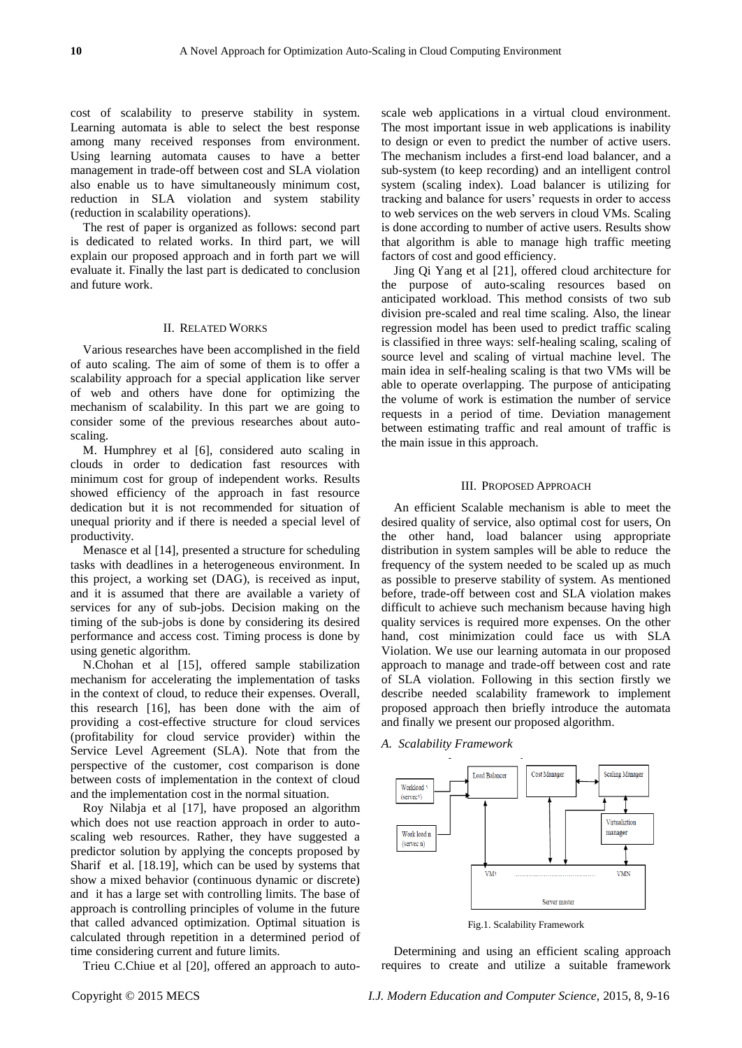cost of scalability to preserve stability in system. Learning automata is able to select the best response among many received responses from environment. Using learning automata causes to have a better management in trade-off between cost and SLA violation also enable us to have simultaneously minimum cost, reduction in SLA violation and system stability (reduction in scalability operations).

The rest of paper is organized as follows: second part is dedicated to related works. In third part, we will explain our proposed approach and in forth part we will evaluate it. Finally the last part is dedicated to conclusion and future work.

## II. Related Works

Various researches have been accomplished in the field of auto scaling. The aim of some of them is to offer a scalability approach for a special application like server of web and others have done for optimizing the mechanism of scalability. In this part we are going to consider some of the previous researches about auto-scaling.

M. Humphrey et al [6], considered auto scaling in clouds in order to dedication fast resources with minimum cost for group of independent works. Results showed efficiency of the approach in fast resource dedication but it is not recommended for situation of unequal priority and if there is needed a special level of productivity.

Menasce et al [14], presented a structure for scheduling tasks with deadlines in a heterogeneous environment. In this project, a working set (DAG), is received as input, and it is assumed that there are available a variety of services for any of sub-jobs. Decision making on the timing of the sub-jobs is done by considering its desired performance and access cost. Timing process is done by using genetic algorithm.

N.Chohan et al [15], offered sample stabilization mechanism for accelerating the implementation of tasks in the context of cloud, to reduce their expenses. Overall, this research [16], has been done with the aim of providing a cost-effective structure for cloud services (profitability for cloud service provider) within the Service Level Agreement (SLA). Note that from the perspective of the customer, cost comparison is done between costs of implementation in the context of cloud and the implementation cost in the normal situation.

Roy Nilabja et al [17], have proposed an algorithm which does not use reaction approach in order to auto-scaling web resources. Rather, they have suggested a predictor solution by applying the concepts proposed by Sharif et al. [18.19], which can be used by systems that show a mixed behavior (continuous dynamic or discrete) and it has a large set with controlling limits. The base of approach is controlling principles of volume in the future that called advanced optimization. Optimal situation is calculated through repetition in a determined period of time considering current and future limits.

Trieu C.Chiue et al [20], offered an approach to auto-scale web applications in a virtual cloud environment. The most important issue in web applications is inability to design or even to predict the number of active users. The mechanism includes a first-end load balancer, and a sub-system (to keep recording) and an intelligent control system (scaling index). Load balancer is utilizing for tracking and balance for users' requests in order to access to web services on the web servers in cloud VMs. Scaling is done according to number of active users. Results show that algorithm is able to manage high traffic meeting factors of cost and good efficiency.

Jing Qi Yang et al [21], offered cloud architecture for the purpose of auto-scaling resources based on anticipated workload. This method consists of two sub division pre-scaled and real time scaling. Also, the linear regression model has been used to predict traffic scaling is classified in three ways: self-healing scaling, scaling of source level and scaling of virtual machine level. The main idea in self-healing scaling is that two VMs will be able to operate overlapping. The purpose of anticipating the volume of work is estimation the number of service requests in a period of time. Deviation management between estimating traffic and real amount of traffic is the main issue in this approach.

## III. Proposed Approach

An efficient Scalable mechanism is able to meet the desired quality of service, also optimal cost for users, On the other hand, load balancer using appropriate distribution in system samples will be able to reduce the frequency of the system needed to be scaled up as much as possible to preserve stability of system. As mentioned before, trade-off between cost and SLA violation makes difficult to achieve such mechanism because having high quality services is required more expenses. On the other hand, cost minimization could face us with SLA Violation. We use our learning automata in our proposed approach to manage and trade-off between cost and rate of SLA violation. Following in this section firstly we describe needed scalability framework to implement proposed approach then briefly introduce the automata and finally we present our proposed algorithm.

### A. Scalability Framework

Fig.1. Scalability Framework

Determining and using an efficient scaling approach requires to create and utilize a suitable framework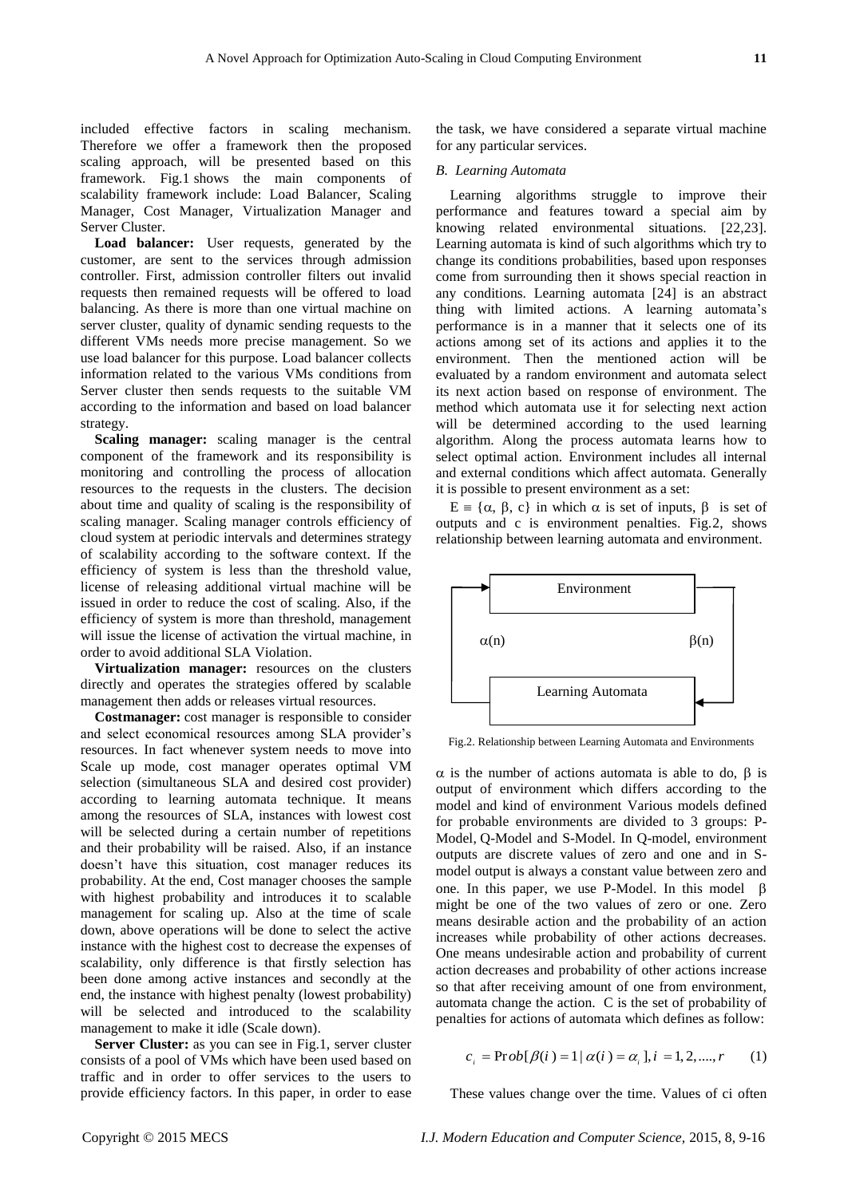included effective factors in scaling mechanism. Therefore we offer a framework then the proposed scaling approach, will be presented based on this framework. Fig.1 shows the main components of scalability framework include: Load Balancer, Scaling Manager, Cost Manager, Virtualization Manager and Server Cluster.

**Load balancer:** User requests, generated by the customer, are sent to the services through admission controller. First, admission controller filters out invalid requests then remained requests will be offered to load balancing. As there is more than one virtual machine on server cluster, quality of dynamic sending requests to the different VMs needs more precise management. So we use load balancer for this purpose. Load balancer collects information related to the various VMs conditions from Server cluster then sends requests to the suitable VM according to the information and based on load balancer strategy.

**Scaling manager:** scaling manager is the central component of the framework and its responsibility is monitoring and controlling the process of allocation resources to the requests in the clusters. The decision about time and quality of scaling is the responsibility of scaling manager. Scaling manager controls efficiency of cloud system at periodic intervals and determines strategy of scalability according to the software context. If the efficiency of system is less than the threshold value, license of releasing additional virtual machine will be issued in order to reduce the cost of scaling. Also, if the efficiency of system is more than threshold, management will issue the license of activation the virtual machine, in order to avoid additional SLA Violation.

**Virtualization manager:** resources on the clusters directly and operates the strategies offered by scalable management then adds or releases virtual resources.

**Costmanager:** cost manager is responsible to consider and select economical resources among SLA provider's resources. In fact whenever system needs to move into Scale up mode, cost manager operates optimal VM selection (simultaneous SLA and desired cost provider) according to learning automata technique. It means among the resources of SLA, instances with lowest cost will be selected during a certain number of repetitions and their probability will be raised. Also, if an instance doesn't have this situation, cost manager reduces its probability. At the end, Cost manager chooses the sample with highest probability and introduces it to scalable management for scaling up. Also at the time of scale down, above operations will be done to select the active instance with the highest cost to decrease the expenses of scalability, only difference is that firstly selection has been done among active instances and secondly at the end, the instance with highest penalty (lowest probability) will be selected and introduced to the scalability management to make it idle (Scale down).

**Server Cluster:** as you can see in Fig.1, server cluster consists of a pool of VMs which have been used based on traffic and in order to offer services to the users to provide efficiency factors. In this paper, in order to ease the task, we have considered a separate virtual machine for any particular services.

### *B. Learning Automata*

Learning algorithms struggle to improve their performance and features toward a special aim by knowing related environmental situations. [22,23]. Learning automata is kind of such algorithms which try to change its conditions probabilities, based upon responses come from surrounding then it shows special reaction in any conditions. Learning automata [24] is an abstract thing with limited actions. A learning automata's performance is in a manner that it selects one of its actions among set of its actions and applies it to the environment. Then the mentioned action will be evaluated by a random environment and automata select its next action based on response of environment. The method which automata use it for selecting next action will be determined according to the used learning algorithm. Along the process automata learns how to select optimal action. Environment includes all internal and external conditions which affect automata. Generally it is possible to present environment as a set:

$E \equiv \{\alpha, \beta, c\}$ in which $\alpha$ is set of inputs, $\beta$ is set of outputs and c is environment penalties. Fig.2, shows relationship between learning automata and environment.

Environment

$\alpha(n)$ $\beta(n)$

Learning Automata

Fig.2. Relationship between Learning Automata and Environments

$\alpha$ is the number of actions automata is able to do, $\beta$ is output of environment which differs according to the model and kind of environment Various models defined for probable environments are divided to 3 groups: P-Model, Q-Model and S-Model. In Q-model, environment outputs are discrete values of zero and one and in S-model output is always a constant value between zero and one. In this paper, we use P-Model. In this model $\beta$ might be one of the two values of zero or one. Zero means desirable action and the probability of an action increases while probability of other actions decreases. One means undesirable action and probability of current action decreases and probability of other actions increase so that after receiving amount of one from environment, automata change the action. C is the set of probability of penalties for actions of automata which defines as follow:

$$c_i = \Pr ob[\beta(i) = 1 \mid \alpha(i) = \alpha_i], i = 1, 2, ...., r \qquad (1)$$

These values change over the time. Values of ci often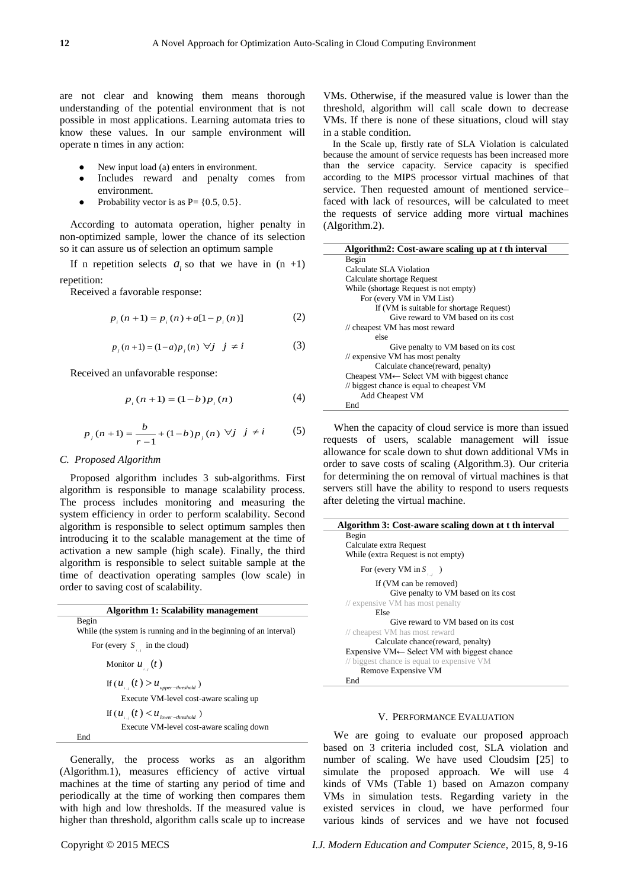are not clear and knowing them means thorough understanding of the potential environment that is not possible in most applications. Learning automata tries to know these values. In our sample environment will operate n times in any action:

- New input load (a) enters in environment.
- Includes reward and penalty comes from environment.
- Probability vector is as P= {0.5, 0.5}.

According to automata operation, higher penalty in non-optimized sample, lower the chance of its selection so it can assure us of selection an optimum sample

If n repetition selects $a_i$ so that we have in (n +1) repetition:

Received a favorable response:

$$p_i(n+1) = p_i(n) + a[1 - p_i(n)] \quad (2)$$

$$p_j(n+1) = (1-a)p_j(n) \;\; \forall j \;\; j \neq i \quad (3)$$

Received an unfavorable response:

$$p_i(n+1) = (1-b)p_i(n) \quad (4)$$

$$p_j(n+1) = \frac{b}{r-1} + (1-b)p_j(n) \;\; \forall j \;\; j \neq i \quad (5)$$

### C. Proposed Algorithm

Proposed algorithm includes 3 sub-algorithms. First algorithm is responsible to manage scalability process. The process includes monitoring and measuring the system efficiency in order to perform scalability. Second algorithm is responsible to select optimum samples then introducing it to the scalable management at the time of activation a new sample (high scale). Finally, the third algorithm is responsible to select suitable sample at the time of deactivation operating samples (low scale) in order to saving cost of scalability.

**Algorithm 1: Scalability management**

```
Begin
While (the system is running and in the beginning of an interval)
    For (every S_{i,j} in the cloud)
        Monitor u_{i,j}(t)
        If (u_{i,j}(t) > u_{upper-threshold})
            Execute VM-level cost-aware scaling up
        If (u_{i,j}(t) < u_{lower-threshold})
            Execute VM-level cost-aware scaling down
End
```

Generally, the process works as an algorithm (Algorithm.1), measures efficiency of active virtual machines at the time of starting any period of time and periodically at the time of working then compares them with high and low thresholds. If the measured value is higher than threshold, algorithm calls scale up to increase VMs. Otherwise, if the measured value is lower than the threshold, algorithm will call scale down to decrease VMs. If there is none of these situations, cloud will stay in a stable condition.

In the Scale up, firstly rate of SLA Violation is calculated because the amount of service requests has been increased more than the service capacity. Service capacity is specified according to the MIPS processor virtual machines of that service. Then requested amount of mentioned service– faced with lack of resources, will be calculated to meet the requests of service adding more virtual machines (Algorithm.2).

**Algorithm2: Cost-aware scaling up at *t* th interval**

```
Begin
Calculate SLA Violation
Calculate shortage Request
While (shortage Request is not empty)
    For (every VM in VM List)
        If (VM is suitable for shortage Request)
            Give reward to VM based on its cost
// cheapest VM has most reward
        else
            Give penalty to VM based on its cost
// expensive VM has most penalty
        Calculate chance(reward, penalty)
Cheapest VM← Select VM with biggest chance
// biggest chance is equal to cheapest VM
    Add Cheapest VM
End
```

When the capacity of cloud service is more than issued requests of users, scalable management will issue allowance for scale down to shut down additional VMs in order to save costs of scaling (Algorithm.3). Our criteria for determining the on removal of virtual machines is that servers still have the ability to respond to users requests after deleting the virtual machine.

**Algorithm 3: Cost-aware scaling down at t th interval**

```
Begin
Calculate extra Request
While (extra Request is not empty)
    For (every VM in S_{i,j})
        If (VM can be removed)
            Give penalty to VM based on its cost
// expensive VM has most penalty
        Else
            Give reward to VM based on its cost
// cheapest VM has most reward
        Calculate chance(reward, penalty)
Expensive VM← Select VM with biggest chance
// biggest chance is equal to expensive VM
    Remove Expensive VM
End
```

## V. Performance Evaluation

We are going to evaluate our proposed approach based on 3 criteria included cost, SLA violation and number of scaling. We have used Cloudsim [25] to simulate the proposed approach. We will use 4 kinds of VMs (Table 1) based on Amazon company VMs in simulation tests. Regarding variety in the existed services in cloud, we have performed four various kinds of services and we have not focused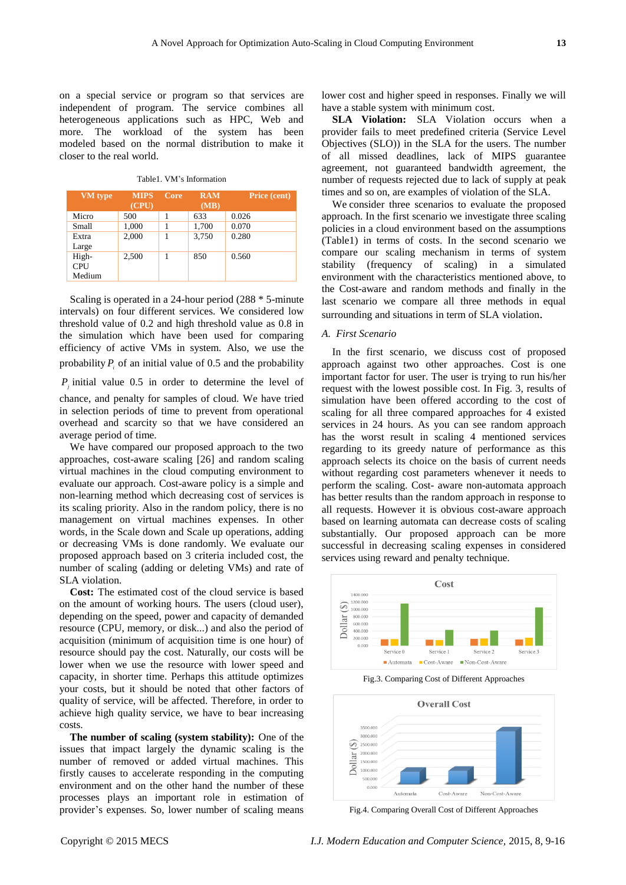on a special service or program so that services are independent of program. The service combines all heterogeneous applications such as HPC, Web and more. The workload of the system has been modeled based on the normal distribution to make it closer to the real world.

Table1. VM's Information

| VM type | MIPS (CPU) | Core | RAM (MB) | Price (cent) |
|---|---|---|---|---|
| Micro | 500 | 1 | 633 | 0.026 |
| Small | 1,000 | 1 | 1,700 | 0.070 |
| Extra Large | 2,000 | 1 | 3,750 | 0.280 |
| High-CPU Medium | 2,500 | 1 | 850 | 0.560 |

Scaling is operated in a 24-hour period (288 * 5-minute intervals) on four different services. We considered low threshold value of 0.2 and high threshold value as 0.8 in the simulation which have been used for comparing efficiency of active VMs in system. Also, we use the probability $P_i$ of an initial value of 0.5 and the probability $P_j$ initial value 0.5 in order to determine the level of chance, and penalty for samples of cloud. We have tried in selection periods of time to prevent from operational overhead and scarcity so that we have considered an average period of time.

We have compared our proposed approach to the two approaches, cost-aware scaling [26] and random scaling virtual machines in the cloud computing environment to evaluate our approach. Cost-aware policy is a simple and non-learning method which decreasing cost of services is its scaling priority. Also in the random policy, there is no management on virtual machines expenses. In other words, in the Scale down and Scale up operations, adding or decreasing VMs is done randomly. We evaluate our proposed approach based on 3 criteria included cost, the number of scaling (adding or deleting VMs) and rate of SLA violation.

**Cost:** The estimated cost of the cloud service is based on the amount of working hours. The users (cloud user), depending on the speed, power and capacity of demanded resource (CPU, memory, or disk...) and also the period of acquisition (minimum of acquisition time is one hour) of resource should pay the cost. Naturally, our costs will be lower when we use the resource with lower speed and capacity, in shorter time. Perhaps this attitude optimizes your costs, but it should be noted that other factors of quality of service, will be affected. Therefore, in order to achieve high quality service, we have to bear increasing costs.

**The number of scaling (system stability):** One of the issues that impact largely the dynamic scaling is the number of removed or added virtual machines. This firstly causes to accelerate responding in the computing environment and on the other hand the number of these processes plays an important role in estimation of provider's expenses. So, lower number of scaling means lower cost and higher speed in responses. Finally we will have a stable system with minimum cost.

**SLA Violation:** SLA Violation occurs when a provider fails to meet predefined criteria (Service Level Objectives (SLO)) in the SLA for the users. The number of all missed deadlines, lack of MIPS guarantee agreement, not guaranteed bandwidth agreement, the number of requests rejected due to lack of supply at peak times and so on, are examples of violation of the SLA.

We consider three scenarios to evaluate the proposed approach. In the first scenario we investigate three scaling policies in a cloud environment based on the assumptions (Table1) in terms of costs. In the second scenario we compare our scaling mechanism in terms of system stability (frequency of scaling) in a simulated environment with the characteristics mentioned above, to the Cost-aware and random methods and finally in the last scenario we compare all three methods in equal surrounding and situations in term of SLA violation.

### *A. First Scenario*

In the first scenario, we discuss cost of proposed approach against two other approaches. Cost is one important factor for user. The user is trying to run his/her request with the lowest possible cost. In Fig. 3, results of simulation have been offered according to the cost of scaling for all three compared approaches for 4 existed services in 24 hours. As you can see random approach has the worst result in scaling 4 mentioned services regarding to its greedy nature of performance as this approach selects its choice on the basis of current needs without regarding cost parameters whenever it needs to perform the scaling. Cost- aware non-automata approach has better results than the random approach in response to all requests. However it is obvious cost-aware approach based on learning automata can decrease costs of scaling substantially. Our proposed approach can be more successful in decreasing scaling expenses in considered services using reward and penalty technique.

Fig.3. Comparing Cost of Different Approaches

Fig.4. Comparing Overall Cost of Different Approaches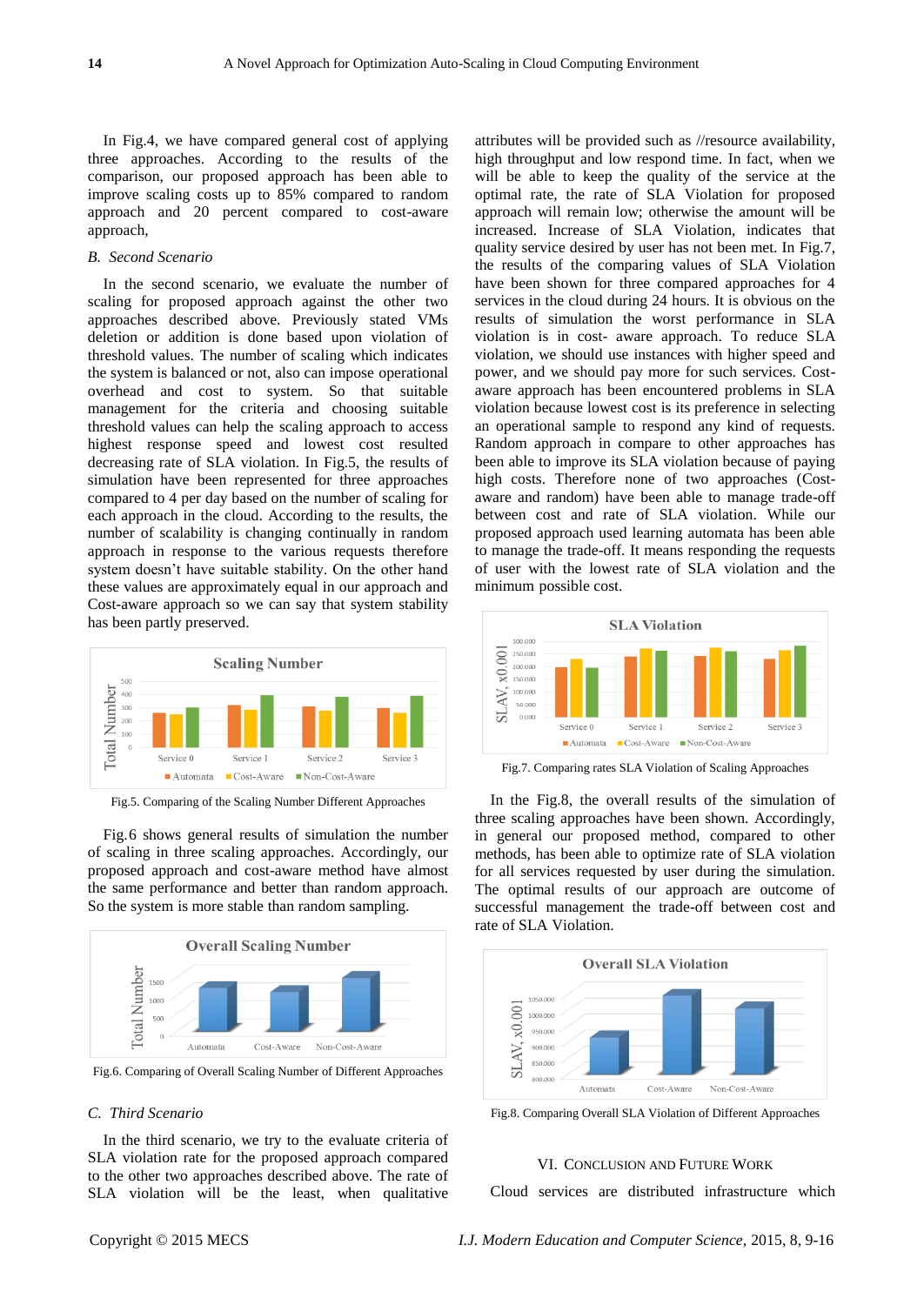In Fig.4, we have compared general cost of applying three approaches. According to the results of the comparison, our proposed approach has been able to improve scaling costs up to 85% compared to random approach and 20 percent compared to cost-aware approach,

### B. Second Scenario

In the second scenario, we evaluate the number of scaling for proposed approach against the other two approaches described above. Previously stated VMs deletion or addition is done based upon violation of threshold values. The number of scaling which indicates the system is balanced or not, also can impose operational overhead and cost to system. So that suitable management for the criteria and choosing suitable threshold values can help the scaling approach to access highest response speed and lowest cost resulted decreasing rate of SLA violation. In Fig.5, the results of simulation have been represented for three approaches compared to 4 per day based on the number of scaling for each approach in the cloud. According to the results, the number of scalability is changing continually in random approach in response to the various requests therefore system doesn't have suitable stability. On the other hand these values are approximately equal in our approach and Cost-aware approach so we can say that system stability has been partly preserved.

Fig.5. Comparing of the Scaling Number Different Approaches

Fig.6 shows general results of simulation the number of scaling in three scaling approaches. Accordingly, our proposed approach and cost-aware method have almost the same performance and better than random approach. So the system is more stable than random sampling.

Fig.6. Comparing of Overall Scaling Number of Different Approaches

### C. Third Scenario

In the third scenario, we try to the evaluate criteria of SLA violation rate for the proposed approach compared to the other two approaches described above. The rate of SLA violation will be the least, when qualitative attributes will be provided such as //resource availability, high throughput and low respond time. In fact, when we will be able to keep the quality of the service at the optimal rate, the rate of SLA Violation for proposed approach will remain low; otherwise the amount will be increased. Increase of SLA Violation, indicates that quality service desired by user has not been met. In Fig.7, the results of the comparing values of SLA Violation have been shown for three compared approaches for 4 services in the cloud during 24 hours. It is obvious on the results of simulation the worst performance in SLA violation is in cost- aware approach. To reduce SLA violation, we should use instances with higher speed and power, and we should pay more for such services. Cost-aware approach has been encountered problems in SLA violation because lowest cost is its preference in selecting an operational sample to respond any kind of requests. Random approach in compare to other approaches has been able to improve its SLA violation because of paying high costs. Therefore none of two approaches (Cost-aware and random) have been able to manage trade-off between cost and rate of SLA violation. While our proposed approach used learning automata has been able to manage the trade-off. It means responding the requests of user with the lowest rate of SLA violation and the minimum possible cost.

Fig.7. Comparing rates SLA Violation of Scaling Approaches

In the Fig.8, the overall results of the simulation of three scaling approaches have been shown. Accordingly, in general our proposed method, compared to other methods, has been able to optimize rate of SLA violation for all services requested by user during the simulation. The optimal results of our approach are outcome of successful management the trade-off between cost and rate of SLA Violation.

Fig.8. Comparing Overall SLA Violation of Different Approaches

## VI. Conclusion and Future Work

Cloud services are distributed infrastructure which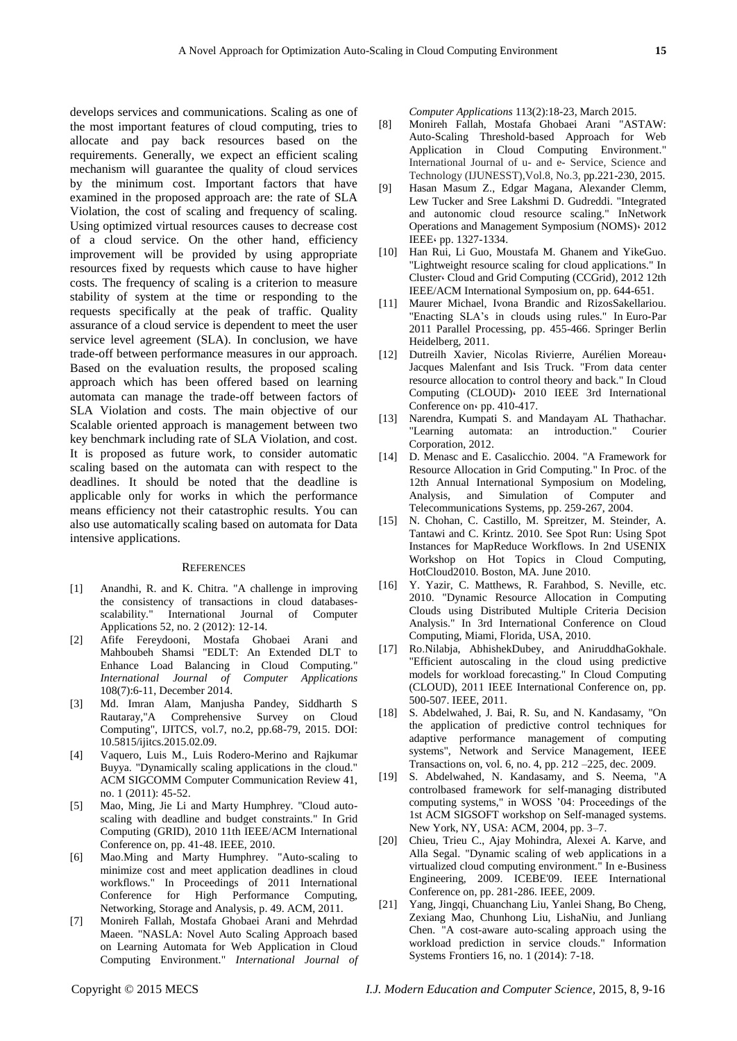develops services and communications. Scaling as one of the most important features of cloud computing, tries to allocate and pay back resources based on the requirements. Generally, we expect an efficient scaling mechanism will guarantee the quality of cloud services by the minimum cost. Important factors that have examined in the proposed approach are: the rate of SLA Violation, the cost of scaling and frequency of scaling. Using optimized virtual resources causes to decrease cost of a cloud service. On the other hand, efficiency improvement will be provided by using appropriate resources fixed by requests which cause to have higher costs. The frequency of scaling is a criterion to measure stability of system at the time or responding to the requests specifically at the peak of traffic. Quality assurance of a cloud service is dependent to meet the user service level agreement (SLA). In conclusion, we have trade-off between performance measures in our approach. Based on the evaluation results, the proposed scaling approach which has been offered based on learning automata can manage the trade-off between factors of SLA Violation and costs. The main objective of our Scalable oriented approach is management between two key benchmark including rate of SLA Violation, and cost. It is proposed as future work, to consider automatic scaling based on the automata can with respect to the deadlines. It should be noted that the deadline is applicable only for works in which the performance means efficiency not their catastrophic results. You can also use automatically scaling based on automata for Data intensive applications.

## REFERENCES

[1] Anandhi, R. and K. Chitra. "A challenge in improving the consistency of transactions in cloud databases-scalability." International Journal of Computer Applications 52, no. 2 (2012): 12-14.

[2] Afife Fereydooni, Mostafa Ghobaei Arani and Mahboubeh Shamsi "EDLT: An Extended DLT to Enhance Load Balancing in Cloud Computing." *International Journal of Computer Applications* 108(7):6-11, December 2014.

[3] Md. Imran Alam, Manjusha Pandey, Siddharth S Rautaray,"A Comprehensive Survey on Cloud Computing", IJITCS, vol.7, no.2, pp.68-79, 2015. DOI: 10.5815/ijitcs.2015.02.09.

[4] Vaquero, Luis M., Luis Rodero-Merino and Rajkumar Buyya. "Dynamically scaling applications in the cloud." ACM SIGCOMM Computer Communication Review 41, no. 1 (2011): 45-52.

[5] Mao, Ming, Jie Li and Marty Humphrey. "Cloud auto-scaling with deadline and budget constraints." In Grid Computing (GRID), 2010 11th IEEE/ACM International Conference on, pp. 41-48. IEEE, 2010.

[6] Mao.Ming and Marty Humphrey. "Auto-scaling to minimize cost and meet application deadlines in cloud workflows." In Proceedings of 2011 International Conference for High Performance Computing, Networking, Storage and Analysis, p. 49. ACM, 2011.

[7] Monireh Fallah, Mostafa Ghobaei Arani and Mehrdad Maeen. "NASLA: Novel Auto Scaling Approach based on Learning Automata for Web Application in Cloud Computing Environment." *International Journal of Computer Applications* 113(2):18-23, March 2015.

[8] Monireh Fallah, Mostafa Ghobaei Arani "ASTAW: Auto-Scaling Threshold-based Approach for Web Application in Cloud Computing Environment." International Journal of u- and e- Service, Science and Technology (IJUNESST),Vol.8, No.3, pp.221-230, 2015.

[9] Hasan Masum Z., Edgar Magana, Alexander Clemm, Lew Tucker and Sree Lakshmi D. Gudreddi. "Integrated and autonomic cloud resource scaling." InNetwork Operations and Management Symposium (NOMS)، 2012 IEEE، pp. 1327-1334.

[10] Han Rui, Li Guo, Moustafa M. Ghanem and YikeGuo. "Lightweight resource scaling for cloud applications." In Cluster، Cloud and Grid Computing (CCGrid), 2012 12th IEEE/ACM International Symposium on, pp. 644-651.

[11] Maurer Michael, Ivona Brandic and RizosSakellariou. "Enacting SLA's in clouds using rules." In Euro-Par 2011 Parallel Processing, pp. 455-466. Springer Berlin Heidelberg, 2011.

[12] Dutreilh Xavier, Nicolas Rivierre, Aurélien Moreau، Jacques Malenfant and Isis Truck. "From data center resource allocation to control theory and back." In Cloud Computing (CLOUD)، 2010 IEEE 3rd International Conference on، pp. 410-417.

[13] Narendra, Kumpati S. and Mandayam AL Thathachar. "Learning automata: an introduction." Courier Corporation, 2012.

[14] D. Menasc and E. Casalicchio. 2004. "A Framework for Resource Allocation in Grid Computing." In Proc. of the 12th Annual International Symposium on Modeling, Analysis, and Simulation of Computer and Telecommunications Systems, pp. 259-267, 2004.

[15] N. Chohan, C. Castillo, M. Spreitzer, M. Steinder, A. Tantawi and C. Krintz. 2010. See Spot Run: Using Spot Instances for MapReduce Workflows. In 2nd USENIX Workshop on Hot Topics in Cloud Computing, HotCloud2010. Boston, MA. June 2010.

[16] Y. Yazir, C. Matthews, R. Farahbod, S. Neville, etc. 2010. "Dynamic Resource Allocation in Computing Clouds using Distributed Multiple Criteria Decision Analysis." In 3rd International Conference on Cloud Computing, Miami, Florida, USA, 2010.

[17] Ro.Nilabja, AbhishekDubey, and AniruddhaGokhale. "Efficient autoscaling in the cloud using predictive models for workload forecasting." In Cloud Computing (CLOUD), 2011 IEEE International Conference on, pp. 500-507. IEEE, 2011.

[18] S. Abdelwahed, J. Bai, R. Su, and N. Kandasamy, "On the application of predictive control techniques for adaptive performance management of computing systems", Network and Service Management, IEEE Transactions on, vol. 6, no. 4, pp. 212 –225, dec. 2009.

[19] S. Abdelwahed, N. Kandasamy, and S. Neema, "A controlbased framework for self-managing distributed computing systems," in WOSS '04: Proceedings of the 1st ACM SIGSOFT workshop on Self-managed systems. New York, NY, USA: ACM, 2004, pp. 3–7.

[20] Chieu, Trieu C., Ajay Mohindra, Alexei A. Karve, and Alla Segal. "Dynamic scaling of web applications in a virtualized cloud computing environment." In e-Business Engineering, 2009. ICEBE'09. IEEE International Conference on, pp. 281-286. IEEE, 2009.

[21] Yang, Jingqi, Chuanchang Liu, Yanlei Shang, Bo Cheng, Zexiang Mao, Chunhong Liu, LishaNiu, and Junliang Chen. "A cost-aware auto-scaling approach using the workload prediction in service clouds." Information Systems Frontiers 16, no. 1 (2014): 7-18.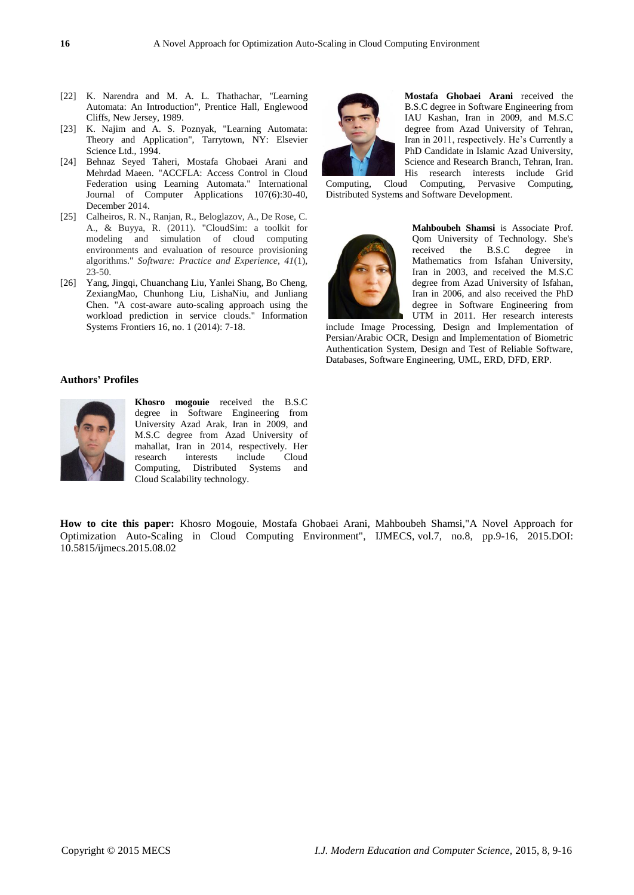[22] K. Narendra and M. A. L. Thathachar, "Learning Automata: An Introduction", Prentice Hall, Englewood Cliffs, New Jersey, 1989.

[23] K. Najim and A. S. Poznyak, "Learning Automata: Theory and Application", Tarrytown, NY: Elsevier Science Ltd., 1994.

[24] Behnaz Seyed Taheri, Mostafa Ghobaei Arani and Mehrdad Maeen. "ACCFLA: Access Control in Cloud Federation using Learning Automata." International Journal of Computer Applications 107(6):30-40, December 2014.

[25] Calheiros, R. N., Ranjan, R., Beloglazov, A., De Rose, C. A., & Buyya, R. (2011). "CloudSim: a toolkit for modeling and simulation of cloud computing environments and evaluation of resource provisioning algorithms." *Software: Practice and Experience*, *41*(1), 23-50.

[26] Yang, Jingqi, Chuanchang Liu, Yanlei Shang, Bo Cheng, ZexiangMao, Chunhong Liu, LishaNiu, and Junliang Chen. "A cost-aware auto-scaling approach using the workload prediction in service clouds." Information Systems Frontiers 16, no. 1 (2014): 7-18.

**Authors' Profiles**

**Khosro mogouie** received the B.S.C degree in Software Engineering from University Azad Arak, Iran in 2009, and M.S.C degree from Azad University of mahallat, Iran in 2014, respectively. Her research interests include Cloud Computing, Distributed Systems and Cloud Scalability technology.

**Mostafa Ghobaei Arani** received the B.S.C degree in Software Engineering from IAU Kashan, Iran in 2009, and M.S.C degree from Azad University of Tehran, Iran in 2011, respectively. He's Currently a PhD Candidate in Islamic Azad University, Science and Research Branch, Tehran, Iran. His research interests include Grid Computing, Cloud Computing, Pervasive Computing, Distributed Systems and Software Development.

**Mahboubeh Shamsi** is Associate Prof. Qom University of Technology. She's received the B.S.C degree in Mathematics from Isfahan University, Iran in 2003, and received the M.S.C degree from Azad University of Isfahan, Iran in 2006, and also received the PhD degree in Software Engineering from UTM in 2011. Her research interests include Image Processing, Design and Implementation of Persian/Arabic OCR, Design and Implementation of Biometric Authentication System, Design and Test of Reliable Software, Databases, Software Engineering, UML, ERD, DFD, ERP.

**How to cite this paper:** Khosro Mogouie, Mostafa Ghobaei Arani, Mahboubeh Shamsi,"A Novel Approach for Optimization Auto-Scaling in Cloud Computing Environment", IJMECS, vol.7, no.8, pp.9-16, 2015.DOI: 10.5815/ijmecs.2015.08.02